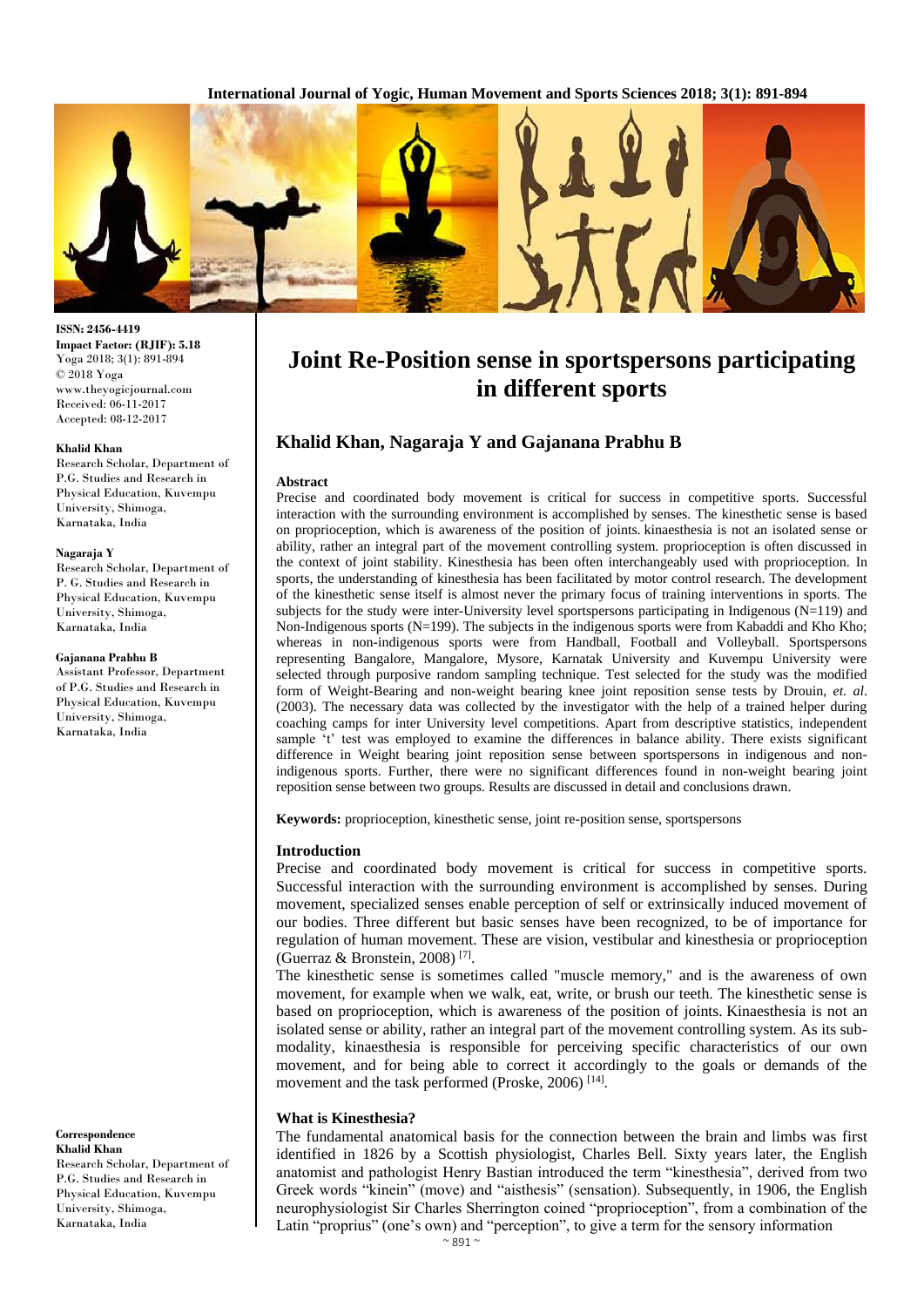ISSN: 2456-4419
Impact Factor: (RJIF): 5.18
Yoga 2018; 3(1): 891-894
© 2018 Yoga
www.theyogicjournal.com
Received: 06-11-2017
Accepted: 08-12-2017

**Khalid Khan**
Research Scholar, Department of P.G. Studies and Research in Physical Education, Kuvempu University, Shimoga, Karnataka, India

**Nagaraja Y**
Research Scholar, Department of P. G. Studies and Research in Physical Education, Kuvempu University, Shimoga, Karnataka, India

**Gajanana Prabhu B**
Assistant Professor, Department of P.G. Studies and Research in Physical Education, Kuvempu University, Shimoga, Karnataka, India

**Correspondence**
**Khalid Khan**
Research Scholar, Department of P.G. Studies and Research in Physical Education, Kuvempu University, Shimoga, Karnataka, India

# Joint Re-Position sense in sportspersons participating in different sports

## Khalid Khan, Nagaraja Y and Gajanana Prabhu B

### Abstract

Precise and coordinated body movement is critical for success in competitive sports. Successful interaction with the surrounding environment is accomplished by senses. The kinesthetic sense is based on proprioception, which is awareness of the position of joints. kinaesthesia is not an isolated sense or ability, rather an integral part of the movement controlling system. proprioception is often discussed in the context of joint stability. Kinesthesia has been often interchangeably used with proprioception. In sports, the understanding of kinesthesia has been facilitated by motor control research. The development of the kinesthetic sense itself is almost never the primary focus of training interventions in sports. The subjects for the study were inter-University level sportspersons participating in Indigenous (N=119) and Non-Indigenous sports (N=199). The subjects in the indigenous sports were from Kabaddi and Kho Kho; whereas in non-indigenous sports were from Handball, Football and Volleyball. Sportspersons representing Bangalore, Mangalore, Mysore, Karnatak University and Kuvempu University were selected through purposive random sampling technique. Test selected for the study was the modified form of Weight-Bearing and non-weight bearing knee joint reposition sense tests by Drouin, *et. al*. (2003). The necessary data was collected by the investigator with the help of a trained helper during coaching camps for inter University level competitions. Apart from descriptive statistics, independent sample 't' test was employed to examine the differences in balance ability. There exists significant difference in Weight bearing joint reposition sense between sportspersons in indigenous and non-indigenous sports. Further, there were no significant differences found in non-weight bearing joint reposition sense between two groups. Results are discussed in detail and conclusions drawn.

**Keywords:** proprioception, kinesthetic sense, joint re-position sense, sportspersons

### Introduction

Precise and coordinated body movement is critical for success in competitive sports. Successful interaction with the surrounding environment is accomplished by senses. During movement, specialized senses enable perception of self or extrinsically induced movement of our bodies. Three different but basic senses have been recognized, to be of importance for regulation of human movement. These are vision, vestibular and kinesthesia or proprioception (Guerraz & Bronstein, 2008) [7].

The kinesthetic sense is sometimes called "muscle memory," and is the awareness of own movement, for example when we walk, eat, write, or brush our teeth. The kinesthetic sense is based on proprioception, which is awareness of the position of joints. Kinaesthesia is not an isolated sense or ability, rather an integral part of the movement controlling system. As its sub-modality, kinaesthesia is responsible for perceiving specific characteristics of our own movement, and for being able to correct it accordingly to the goals or demands of the movement and the task performed (Proske, 2006) [14].

### What is Kinesthesia?

The fundamental anatomical basis for the connection between the brain and limbs was first identified in 1826 by a Scottish physiologist, Charles Bell. Sixty years later, the English anatomist and pathologist Henry Bastian introduced the term "kinesthesia", derived from two Greek words "kinein" (move) and "aisthesis" (sensation). Subsequently, in 1906, the English neurophysiologist Sir Charles Sherrington coined "proprioception", from a combination of the Latin "proprius" (one's own) and "perception", to give a term for the sensory information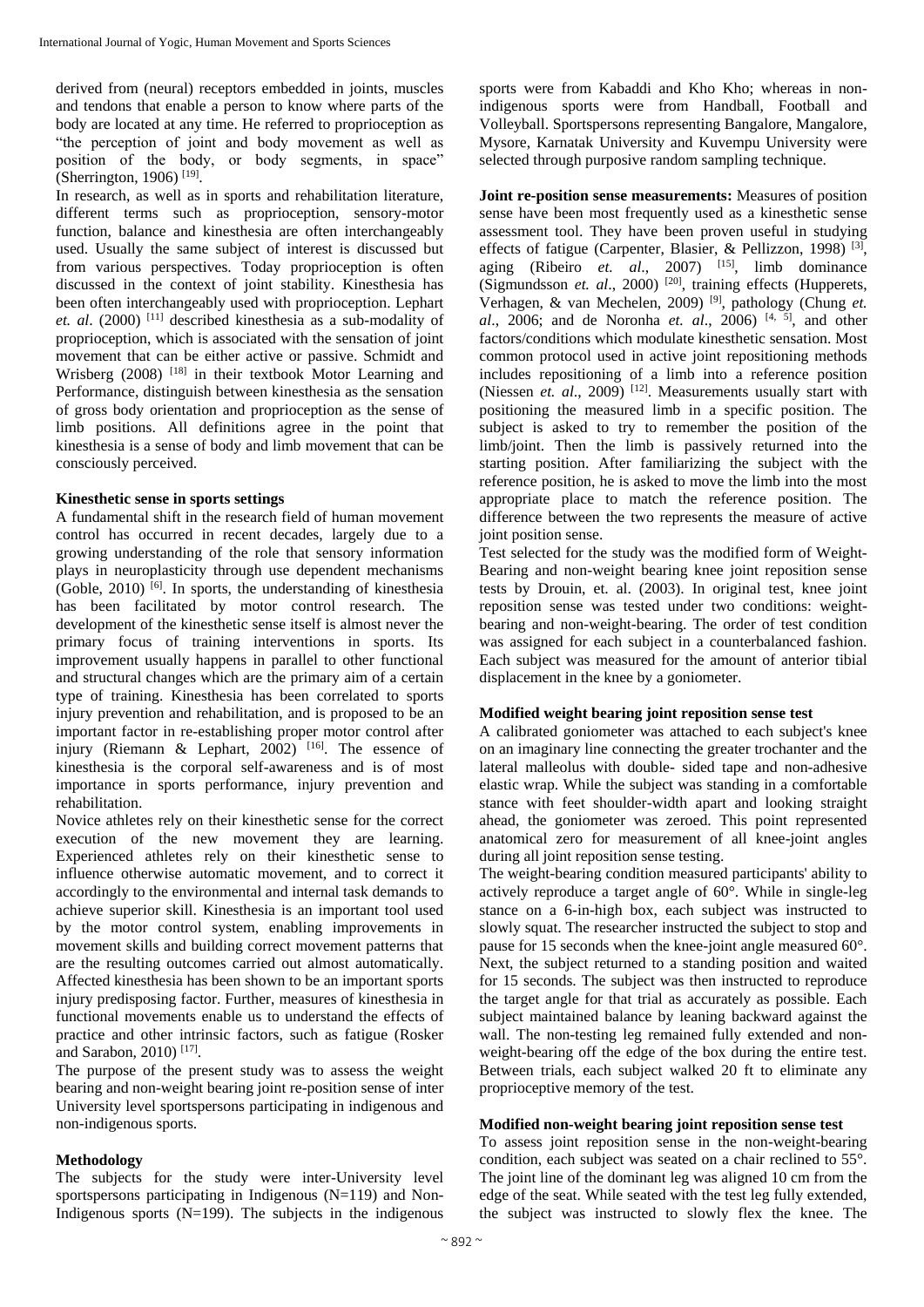derived from (neural) receptors embedded in joints, muscles and tendons that enable a person to know where parts of the body are located at any time. He referred to proprioception as "the perception of joint and body movement as well as position of the body, or body segments, in space" (Sherrington, 1906) [19].

In research, as well as in sports and rehabilitation literature, different terms such as proprioception, sensory-motor function, balance and kinesthesia are often interchangeably used. Usually the same subject of interest is discussed but from various perspectives. Today proprioception is often discussed in the context of joint stability. Kinesthesia has been often interchangeably used with proprioception. Lephart *et. al*. (2000) [11] described kinesthesia as a sub-modality of proprioception, which is associated with the sensation of joint movement that can be either active or passive. Schmidt and Wrisberg (2008) [18] in their textbook Motor Learning and Performance, distinguish between kinesthesia as the sensation of gross body orientation and proprioception as the sense of limb positions. All definitions agree in the point that kinesthesia is a sense of body and limb movement that can be consciously perceived.

### Kinesthetic sense in sports settings

A fundamental shift in the research field of human movement control has occurred in recent decades, largely due to a growing understanding of the role that sensory information plays in neuroplasticity through use dependent mechanisms (Goble, 2010) [6]. In sports, the understanding of kinesthesia has been facilitated by motor control research. The development of the kinesthetic sense itself is almost never the primary focus of training interventions in sports. Its improvement usually happens in parallel to other functional and structural changes which are the primary aim of a certain type of training. Kinesthesia has been correlated to sports injury prevention and rehabilitation, and is proposed to be an important factor in re-establishing proper motor control after injury (Riemann & Lephart, 2002) [16]. The essence of kinesthesia is the corporal self-awareness and is of most importance in sports performance, injury prevention and rehabilitation.

Novice athletes rely on their kinesthetic sense for the correct execution of the new movement they are learning. Experienced athletes rely on their kinesthetic sense to influence otherwise automatic movement, and to correct it accordingly to the environmental and internal task demands to achieve superior skill. Kinesthesia is an important tool used by the motor control system, enabling improvements in movement skills and building correct movement patterns that are the resulting outcomes carried out almost automatically. Affected kinesthesia has been shown to be an important sports injury predisposing factor. Further, measures of kinesthesia in functional movements enable us to understand the effects of practice and other intrinsic factors, such as fatigue (Rosker and Sarabon, 2010) [17].

The purpose of the present study was to assess the weight bearing and non-weight bearing joint re-position sense of inter University level sportspersons participating in indigenous and non-indigenous sports.

### Methodology

The subjects for the study were inter-University level sportspersons participating in Indigenous (N=119) and Non-Indigenous sports (N=199). The subjects in the indigenous sports were from Kabaddi and Kho Kho; whereas in non-indigenous sports were from Handball, Football and Volleyball. Sportspersons representing Bangalore, Mangalore, Mysore, Karnatak University and Kuvempu University were selected through purposive random sampling technique.

**Joint re-position sense measurements:** Measures of position sense have been most frequently used as a kinesthetic sense assessment tool. They have been proven useful in studying effects of fatigue (Carpenter, Blasier, & Pellizzon, 1998) [3], aging (Ribeiro *et. al*., 2007) [15], limb dominance (Sigmundsson *et. al*., 2000) [20], training effects (Hupperets, Verhagen, & van Mechelen, 2009) [9], pathology (Chung *et. al*., 2006; and de Noronha *et. al*., 2006) [4, 5], and other factors/conditions which modulate kinesthetic sensation. Most common protocol used in active joint repositioning methods includes repositioning of a limb into a reference position (Niessen *et. al*., 2009) [12]. Measurements usually start with positioning the measured limb in a specific position. The subject is asked to try to remember the position of the limb/joint. Then the limb is passively returned into the starting position. After familiarizing the subject with the reference position, he is asked to move the limb into the most appropriate place to match the reference position. The difference between the two represents the measure of active joint position sense.

Test selected for the study was the modified form of Weight-Bearing and non-weight bearing knee joint reposition sense tests by Drouin, et. al. (2003). In original test, knee joint reposition sense was tested under two conditions: weight-bearing and non-weight-bearing. The order of test condition was assigned for each subject in a counterbalanced fashion. Each subject was measured for the amount of anterior tibial displacement in the knee by a goniometer.

### Modified weight bearing joint reposition sense test

A calibrated goniometer was attached to each subject's knee on an imaginary line connecting the greater trochanter and the lateral malleolus with double- sided tape and non-adhesive elastic wrap. While the subject was standing in a comfortable stance with feet shoulder-width apart and looking straight ahead, the goniometer was zeroed. This point represented anatomical zero for measurement of all knee-joint angles during all joint reposition sense testing.

The weight-bearing condition measured participants' ability to actively reproduce a target angle of 60°. While in single-leg stance on a 6-in-high box, each subject was instructed to slowly squat. The researcher instructed the subject to stop and pause for 15 seconds when the knee-joint angle measured 60°. Next, the subject returned to a standing position and waited for 15 seconds. The subject was then instructed to reproduce the target angle for that trial as accurately as possible. Each subject maintained balance by leaning backward against the wall. The non-testing leg remained fully extended and non-weight-bearing off the edge of the box during the entire test. Between trials, each subject walked 20 ft to eliminate any proprioceptive memory of the test.

### Modified non-weight bearing joint reposition sense test

To assess joint reposition sense in the non-weight-bearing condition, each subject was seated on a chair reclined to 55°. The joint line of the dominant leg was aligned 10 cm from the edge of the seat. While seated with the test leg fully extended, the subject was instructed to slowly flex the knee. The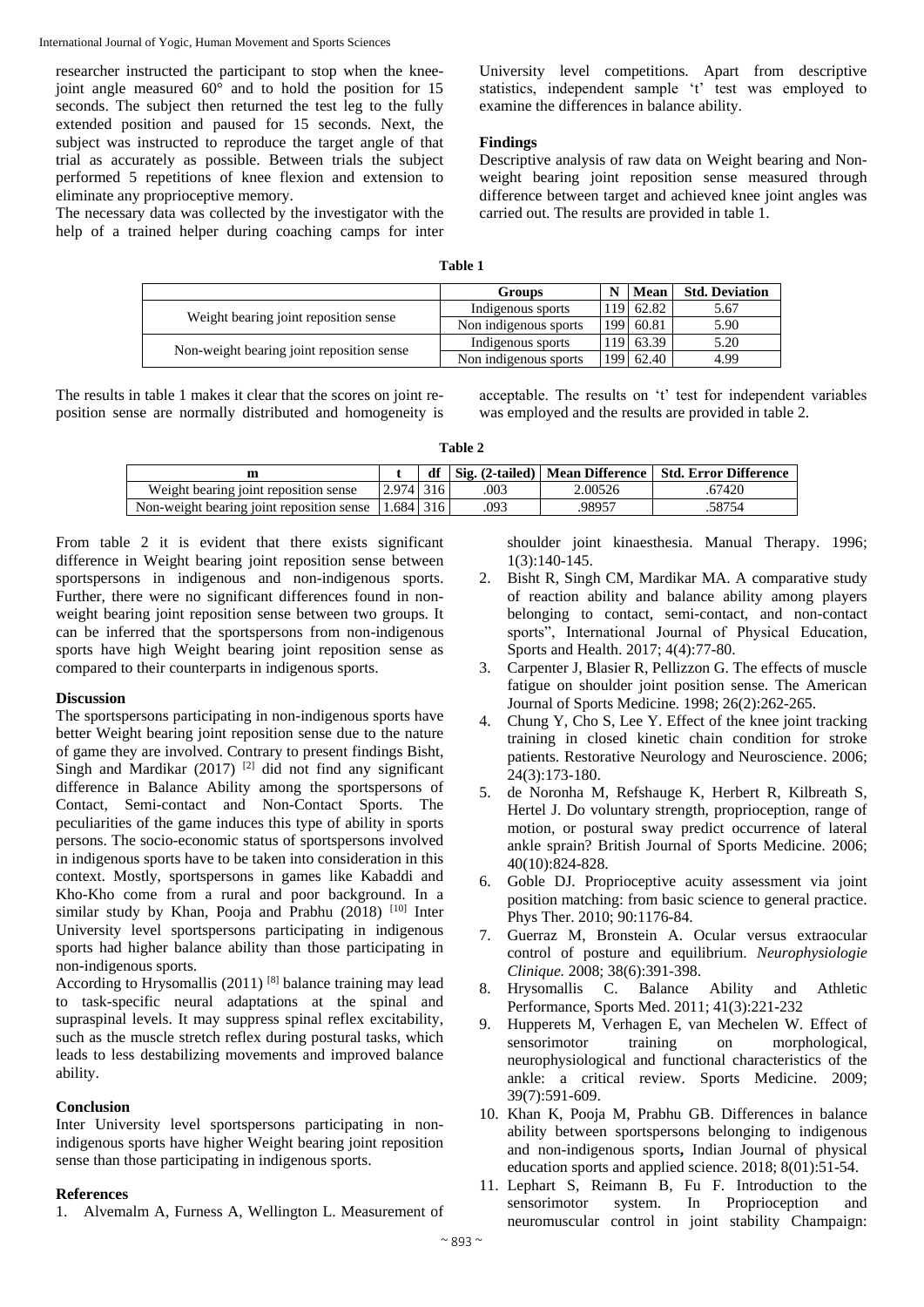researcher instructed the participant to stop when the knee-joint angle measured 60° and to hold the position for 15 seconds. The subject then returned the test leg to the fully extended position and paused for 15 seconds. Next, the subject was instructed to reproduce the target angle of that trial as accurately as possible. Between trials the subject performed 5 repetitions of knee flexion and extension to eliminate any proprioceptive memory.

The necessary data was collected by the investigator with the help of a trained helper during coaching camps for inter University level competitions. Apart from descriptive statistics, independent sample 't' test was employed to examine the differences in balance ability.

### Findings

Descriptive analysis of raw data on Weight bearing and Non-weight bearing joint reposition sense measured through difference between target and achieved knee joint angles was carried out. The results are provided in table 1.

**Table 1**

| | Groups | N | Mean | Std. Deviation |
|---|---|---|---|---|
| Weight bearing joint reposition sense | Indigenous sports | 119 | 62.82 | 5.67 |
| | Non indigenous sports | 199 | 60.81 | 5.90 |
| Non-weight bearing joint reposition sense | Indigenous sports | 119 | 63.39 | 5.20 |
| | Non indigenous sports | 199 | 62.40 | 4.99 |

The results in table 1 makes it clear that the scores on joint re-position sense are normally distributed and homogeneity is acceptable. The results on 't' test for independent variables was employed and the results are provided in table 2.

**Table 2**

| m | t | df | Sig. (2-tailed) | Mean Difference | Std. Error Difference |
|---|---|---|---|---|---|
| Weight bearing joint reposition sense | 2.974 | 316 | .003 | 2.00526 | .67420 |
| Non-weight bearing joint reposition sense | 1.684 | 316 | .093 | .98957 | .58754 |

From table 2 it is evident that there exists significant difference in Weight bearing joint reposition sense between sportspersons in indigenous and non-indigenous sports. Further, there were no significant differences found in non-weight bearing joint reposition sense between two groups. It can be inferred that the sportspersons from non-indigenous sports have high Weight bearing joint reposition sense as compared to their counterparts in indigenous sports.

### Discussion

The sportspersons participating in non-indigenous sports have better Weight bearing joint reposition sense due to the nature of game they are involved. Contrary to present findings Bisht, Singh and Mardikar (2017) [2] did not find any significant difference in Balance Ability among the sportspersons of Contact, Semi-contact and Non-Contact Sports. The peculiarities of the game induces this type of ability in sports persons. The socio-economic status of sportspersons involved in indigenous sports have to be taken into consideration in this context. Mostly, sportspersons in games like Kabaddi and Kho-Kho come from a rural and poor background. In a similar study by Khan, Pooja and Prabhu (2018) [10] Inter University level sportspersons participating in indigenous sports had higher balance ability than those participating in non-indigenous sports.

According to Hrysomallis (2011) [8] balance training may lead to task-specific neural adaptations at the spinal and supraspinal levels. It may suppress spinal reflex excitability, such as the muscle stretch reflex during postural tasks, which leads to less destabilizing movements and improved balance ability.

### Conclusion

Inter University level sportspersons participating in non-indigenous sports have higher Weight bearing joint reposition sense than those participating in indigenous sports.

### References

1. Alvemalm A, Furness A, Wellington L. Measurement of shoulder joint kinaesthesia. Manual Therapy. 1996; 1(3):140-145.
2. Bisht R, Singh CM, Mardikar MA. A comparative study of reaction ability and balance ability among players belonging to contact, semi-contact, and non-contact sports", International Journal of Physical Education, Sports and Health. 2017; 4(4):77-80.
3. Carpenter J, Blasier R, Pellizzon G. The effects of muscle fatigue on shoulder joint position sense. The American Journal of Sports Medicine. 1998; 26(2):262-265.
4. Chung Y, Cho S, Lee Y. Effect of the knee joint tracking training in closed kinetic chain condition for stroke patients. Restorative Neurology and Neuroscience. 2006; 24(3):173-180.
5. de Noronha M, Refshauge K, Herbert R, Kilbreath S, Hertel J. Do voluntary strength, proprioception, range of motion, or postural sway predict occurrence of lateral ankle sprain? British Journal of Sports Medicine. 2006; 40(10):824-828.
6. Goble DJ. Proprioceptive acuity assessment via joint position matching: from basic science to general practice. Phys Ther. 2010; 90:1176-84.
7. Guerraz M, Bronstein A. Ocular versus extraocular control of posture and equilibrium. *Neurophysiologie Clinique.* 2008; 38(6):391-398.
8. Hrysomallis C. Balance Ability and Athletic Performance, Sports Med. 2011; 41(3):221-232
9. Hupperets M, Verhagen E, van Mechelen W. Effect of sensorimotor training on morphological, neurophysiological and functional characteristics of the ankle: a critical review. Sports Medicine. 2009; 39(7):591-609.
10. Khan K, Pooja M, Prabhu GB. Differences in balance ability between sportspersons belonging to indigenous and non-indigenous sports**,** Indian Journal of physical education sports and applied science. 2018; 8(01):51-54.
11. Lephart S, Reimann B, Fu F. Introduction to the sensorimotor system. In Proprioception and neuromuscular control in joint stability Champaign: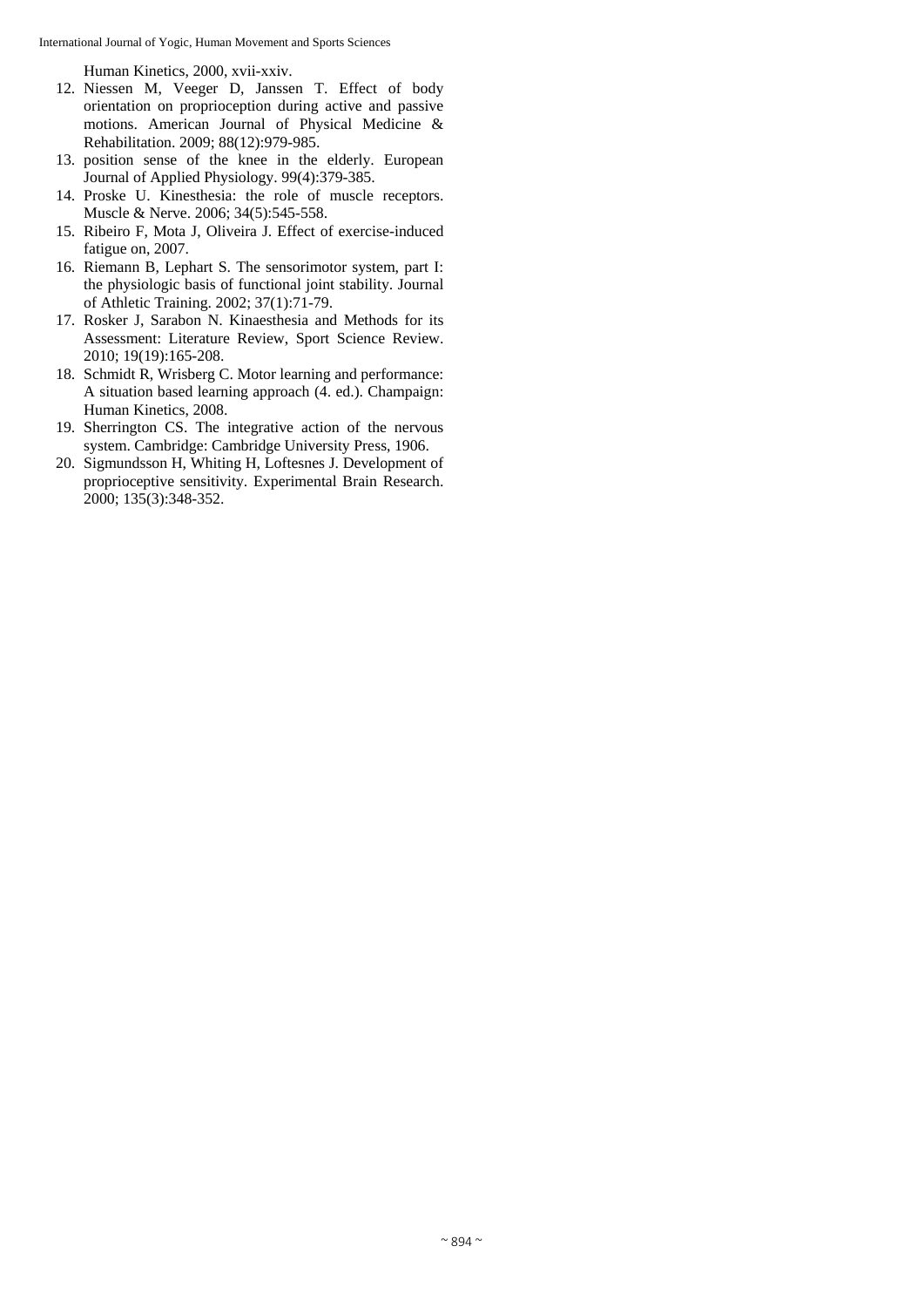Human Kinetics, 2000, xvii-xxiv.

12. Niessen M, Veeger D, Janssen T. Effect of body orientation on proprioception during active and passive motions. American Journal of Physical Medicine & Rehabilitation. 2009; 88(12):979-985.
13. position sense of the knee in the elderly. European Journal of Applied Physiology. 99(4):379-385.
14. Proske U. Kinesthesia: the role of muscle receptors. Muscle & Nerve. 2006; 34(5):545-558.
15. Ribeiro F, Mota J, Oliveira J. Effect of exercise-induced fatigue on, 2007.
16. Riemann B, Lephart S. The sensorimotor system, part I: the physiologic basis of functional joint stability. Journal of Athletic Training. 2002; 37(1):71-79.
17. Rosker J, Sarabon N. Kinaesthesia and Methods for its Assessment: Literature Review, Sport Science Review. 2010; 19(19):165-208.
18. Schmidt R, Wrisberg C. Motor learning and performance: A situation based learning approach (4. ed.). Champaign: Human Kinetics, 2008.
19. Sherrington CS. The integrative action of the nervous system. Cambridge: Cambridge University Press, 1906.
20. Sigmundsson H, Whiting H, Loftesnes J. Development of proprioceptive sensitivity. Experimental Brain Research. 2000; 135(3):348-352.